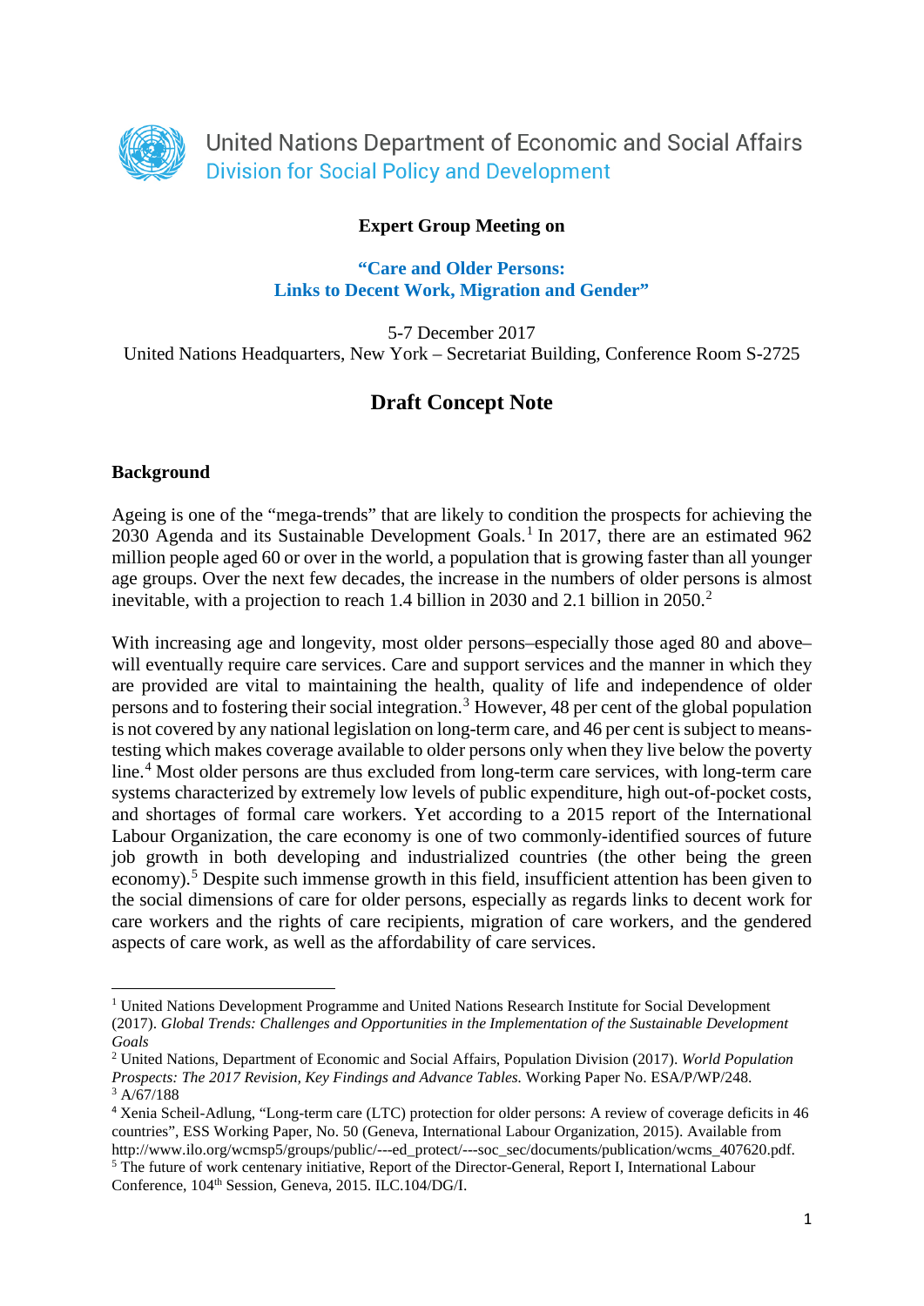United Nations Department of Economic and Social Affairs
Division for Social Policy and Development

**Expert Group Meeting on**

**"Care and Older Persons: Links to Decent Work, Migration and Gender"**

5-7 December 2017
United Nations Headquarters, New York – Secretariat Building, Conference Room S-2725

# Draft Concept Note

## Background

Ageing is one of the "mega-trends" that are likely to condition the prospects for achieving the 2030 Agenda and its Sustainable Development Goals.[1] In 2017, there are an estimated 962 million people aged 60 or over in the world, a population that is growing faster than all younger age groups. Over the next few decades, the increase in the numbers of older persons is almost inevitable, with a projection to reach 1.4 billion in 2030 and 2.1 billion in 2050.[2]

With increasing age and longevity, most older persons–especially those aged 80 and above–will eventually require care services. Care and support services and the manner in which they are provided are vital to maintaining the health, quality of life and independence of older persons and to fostering their social integration.[3] However, 48 per cent of the global population is not covered by any national legislation on long-term care, and 46 per cent is subject to means-testing which makes coverage available to older persons only when they live below the poverty line.[4] Most older persons are thus excluded from long-term care services, with long-term care systems characterized by extremely low levels of public expenditure, high out-of-pocket costs, and shortages of formal care workers. Yet according to a 2015 report of the International Labour Organization, the care economy is one of two commonly-identified sources of future job growth in both developing and industrialized countries (the other being the green economy).[5] Despite such immense growth in this field, insufficient attention has been given to the social dimensions of care for older persons, especially as regards links to decent work for care workers and the rights of care recipients, migration of care workers, and the gendered aspects of care work, as well as the affordability of care services.

---

[1] United Nations Development Programme and United Nations Research Institute for Social Development (2017). *Global Trends: Challenges and Opportunities in the Implementation of the Sustainable Development Goals*

[2] United Nations, Department of Economic and Social Affairs, Population Division (2017). *World Population Prospects: The 2017 Revision, Key Findings and Advance Tables.* Working Paper No. ESA/P/WP/248.

[3] A/67/188

[4] Xenia Scheil-Adlung, "Long-term care (LTC) protection for older persons: A review of coverage deficits in 46 countries", ESS Working Paper, No. 50 (Geneva, International Labour Organization, 2015). Available from http://www.ilo.org/wcmsp5/groups/public/---ed_protect/---soc_sec/documents/publication/wcms_407620.pdf.

[5] The future of work centenary initiative, Report of the Director-General, Report I, International Labour Conference, 104th Session, Geneva, 2015. ILC.104/DG/I.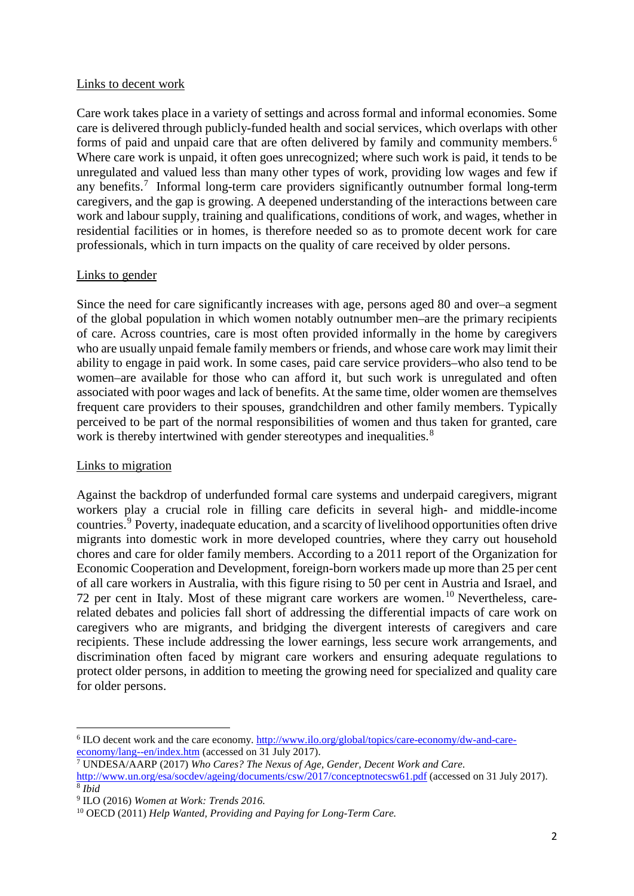Links to decent work

Care work takes place in a variety of settings and across formal and informal economies. Some care is delivered through publicly-funded health and social services, which overlaps with other forms of paid and unpaid care that are often delivered by family and community members.[6] Where care work is unpaid, it often goes unrecognized; where such work is paid, it tends to be unregulated and valued less than many other types of work, providing low wages and few if any benefits.[7] Informal long-term care providers significantly outnumber formal long-term caregivers, and the gap is growing. A deepened understanding of the interactions between care work and labour supply, training and qualifications, conditions of work, and wages, whether in residential facilities or in homes, is therefore needed so as to promote decent work for care professionals, which in turn impacts on the quality of care received by older persons.

Links to gender

Since the need for care significantly increases with age, persons aged 80 and over–a segment of the global population in which women notably outnumber men–are the primary recipients of care. Across countries, care is most often provided informally in the home by caregivers who are usually unpaid female family members or friends, and whose care work may limit their ability to engage in paid work. In some cases, paid care service providers–who also tend to be women–are available for those who can afford it, but such work is unregulated and often associated with poor wages and lack of benefits. At the same time, older women are themselves frequent care providers to their spouses, grandchildren and other family members. Typically perceived to be part of the normal responsibilities of women and thus taken for granted, care work is thereby intertwined with gender stereotypes and inequalities.[8]

Links to migration

Against the backdrop of underfunded formal care systems and underpaid caregivers, migrant workers play a crucial role in filling care deficits in several high- and middle-income countries.[9] Poverty, inadequate education, and a scarcity of livelihood opportunities often drive migrants into domestic work in more developed countries, where they carry out household chores and care for older family members. According to a 2011 report of the Organization for Economic Cooperation and Development, foreign-born workers made up more than 25 per cent of all care workers in Australia, with this figure rising to 50 per cent in Austria and Israel, and 72 per cent in Italy. Most of these migrant care workers are women.[10] Nevertheless, care-related debates and policies fall short of addressing the differential impacts of care work on caregivers who are migrants, and bridging the divergent interests of caregivers and care recipients. These include addressing the lower earnings, less secure work arrangements, and discrimination often faced by migrant care workers and ensuring adequate regulations to protect older persons, in addition to meeting the growing need for specialized and quality care for older persons.

---

[6] ILO decent work and the care economy. http://www.ilo.org/global/topics/care-economy/dw-and-care-economy/lang--en/index.htm (accessed on 31 July 2017).

[7] UNDESA/AARP (2017) *Who Cares? The Nexus of Age, Gender, Decent Work and Care.* http://www.un.org/esa/socdev/ageing/documents/csw/2017/conceptnotecsw61.pdf (accessed on 31 July 2017).

[8] *Ibid*

[9] ILO (2016) *Women at Work: Trends 2016.*

[10] OECD (2011) *Help Wanted, Providing and Paying for Long-Term Care.*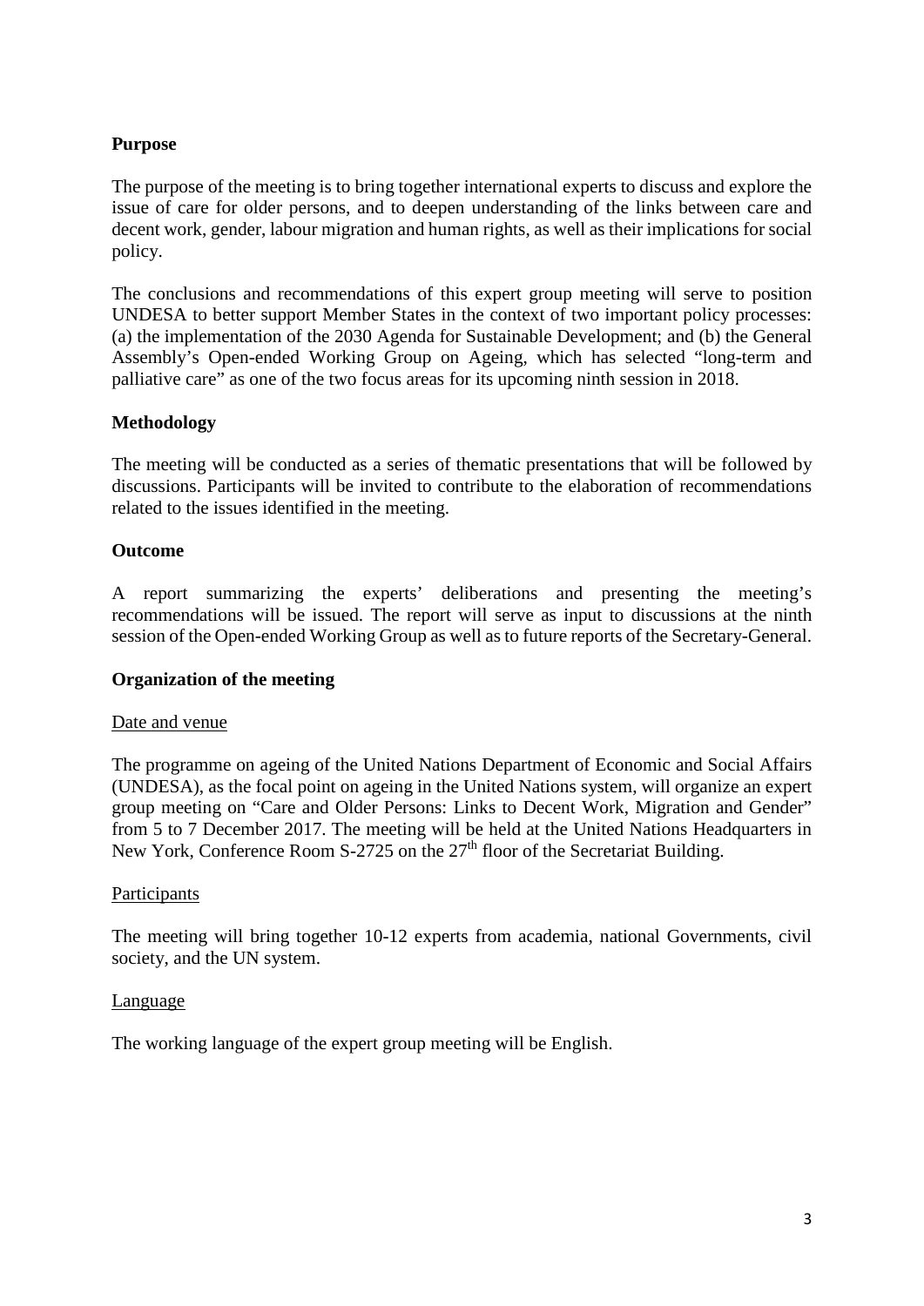**Purpose**

The purpose of the meeting is to bring together international experts to discuss and explore the issue of care for older persons, and to deepen understanding of the links between care and decent work, gender, labour migration and human rights, as well as their implications for social policy.

The conclusions and recommendations of this expert group meeting will serve to position UNDESA to better support Member States in the context of two important policy processes: (a) the implementation of the 2030 Agenda for Sustainable Development; and (b) the General Assembly's Open-ended Working Group on Ageing, which has selected "long-term and palliative care" as one of the two focus areas for its upcoming ninth session in 2018.

**Methodology**

The meeting will be conducted as a series of thematic presentations that will be followed by discussions. Participants will be invited to contribute to the elaboration of recommendations related to the issues identified in the meeting.

**Outcome**

A report summarizing the experts' deliberations and presenting the meeting's recommendations will be issued. The report will serve as input to discussions at the ninth session of the Open-ended Working Group as well as to future reports of the Secretary-General.

**Organization of the meeting**

Date and venue

The programme on ageing of the United Nations Department of Economic and Social Affairs (UNDESA), as the focal point on ageing in the United Nations system, will organize an expert group meeting on "Care and Older Persons: Links to Decent Work, Migration and Gender" from 5 to 7 December 2017. The meeting will be held at the United Nations Headquarters in New York, Conference Room S-2725 on the 27th floor of the Secretariat Building.

Participants

The meeting will bring together 10-12 experts from academia, national Governments, civil society, and the UN system.

Language

The working language of the expert group meeting will be English.